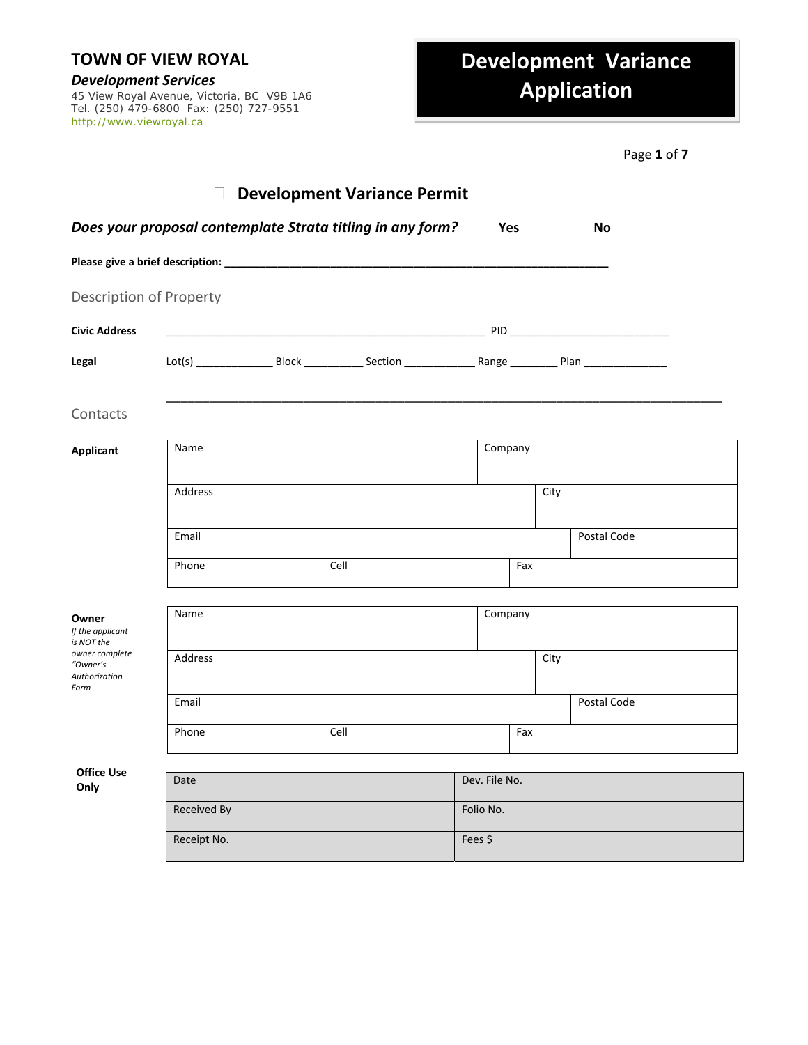# TOWN OF VIEW ROYAL

***Development Services***

45 View Royal Avenue, Victoria, BC V9B 1A6
Tel. (250) 479-6800 Fax: (250) 727-9551
http://www.viewroyal.ca

# Development Variance Application

☐ **Development Variance Permit**

***Does your proposal contemplate Strata titling in any form?*** **Yes** **No**

**Please give a brief description:** ______________________________________________________________

## Description of Property

**Civic Address** ______________________________________________________ PID ___________________________

**Legal** Lot(s) _____________ Block __________ Section ____________ Range ________ Plan ______________

_____________________________________________________________________________________________

## Contacts

**Applicant**

| Name | | Company | | |
|---|---|---|---|---|
| Address | | | City | |
| Email | | | | Postal Code |
| Phone | Cell | | Fax | |

**Owner**
*If the applicant is NOT the owner complete "Owner's Authorization Form*

| Name | | Company | | |
|---|---|---|---|---|
| Address | | | City | |
| Email | | | | Postal Code |
| Phone | Cell | | Fax | |

**Office Use Only**

| Date | Dev. File No. |
|---|---|
| Received By | Folio No. |
| Receipt No. | Fees $ |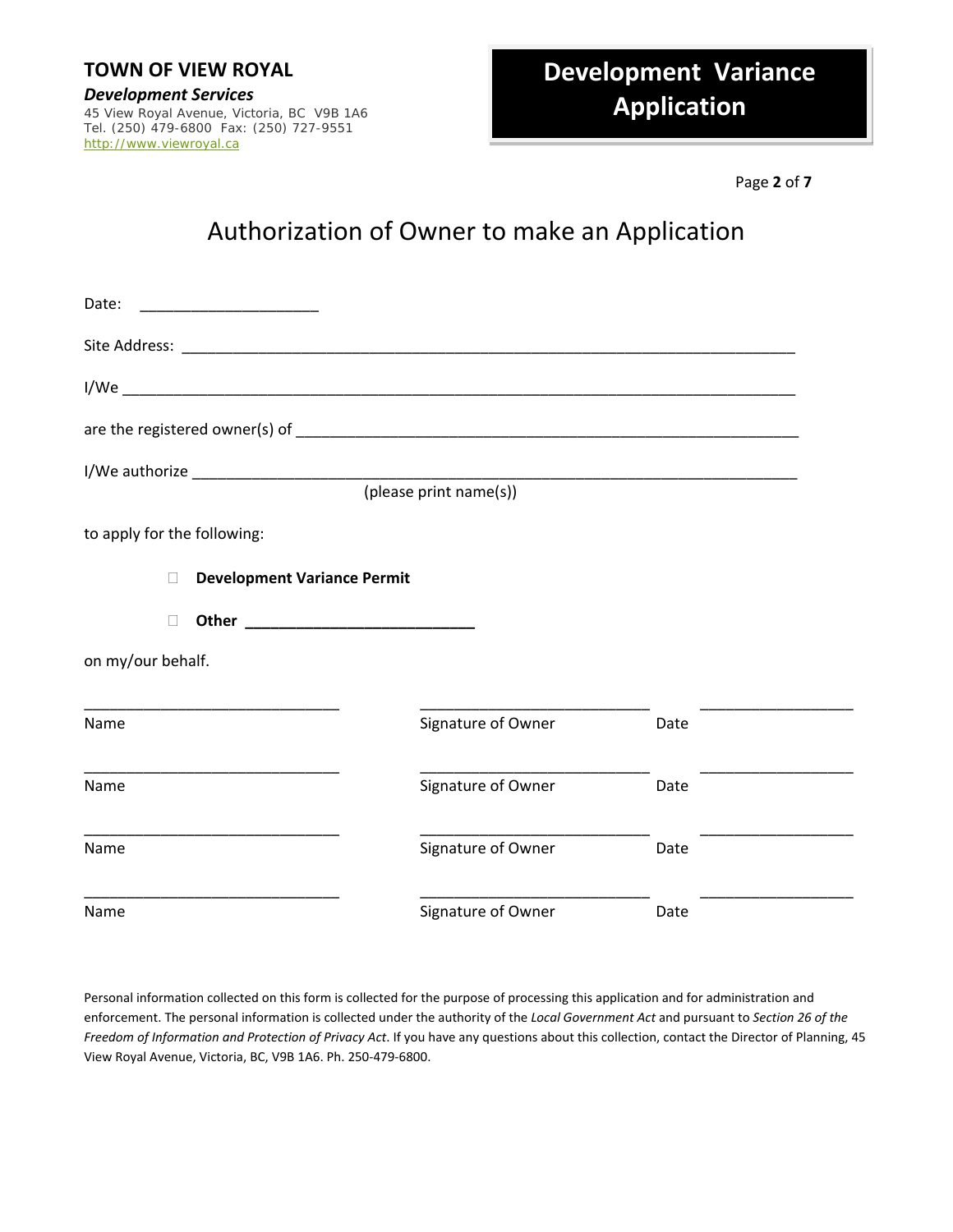**TOWN OF VIEW ROYAL**

***Development Services***

45 View Royal Avenue, Victoria, BC V9B 1A6
Tel. (250) 479-6800 Fax: (250) 727-9551
http://www.viewroyal.ca

# Development Variance Application

## Authorization of Owner to make an Application

Date: ____________________

Site Address: ______________________________________________________________________

I/We ___________________________________________________________________________

are the registered owner(s) of _________________________________________________________

I/We authorize _____________________________________________________________________
(please print name(s))

to apply for the following:

- ☐ **Development Variance Permit**
- ☐ **Other** ___________________________

on my/our behalf.

| | | |
|---|---|---|
| ______________________________ | __________________________ | __________________ |
| Name | Signature of Owner | Date |
| ______________________________ | __________________________ | __________________ |
| Name | Signature of Owner | Date |
| ______________________________ | __________________________ | __________________ |
| Name | Signature of Owner | Date |
| ______________________________ | __________________________ | __________________ |
| Name | Signature of Owner | Date |

Personal information collected on this form is collected for the purpose of processing this application and for administration and enforcement. The personal information is collected under the authority of the *Local Government Act* and pursuant to *Section 26 of the Freedom of Information and Protection of Privacy Act*. If you have any questions about this collection, contact the Director of Planning, 45 View Royal Avenue, Victoria, BC, V9B 1A6. Ph. 250-479-6800.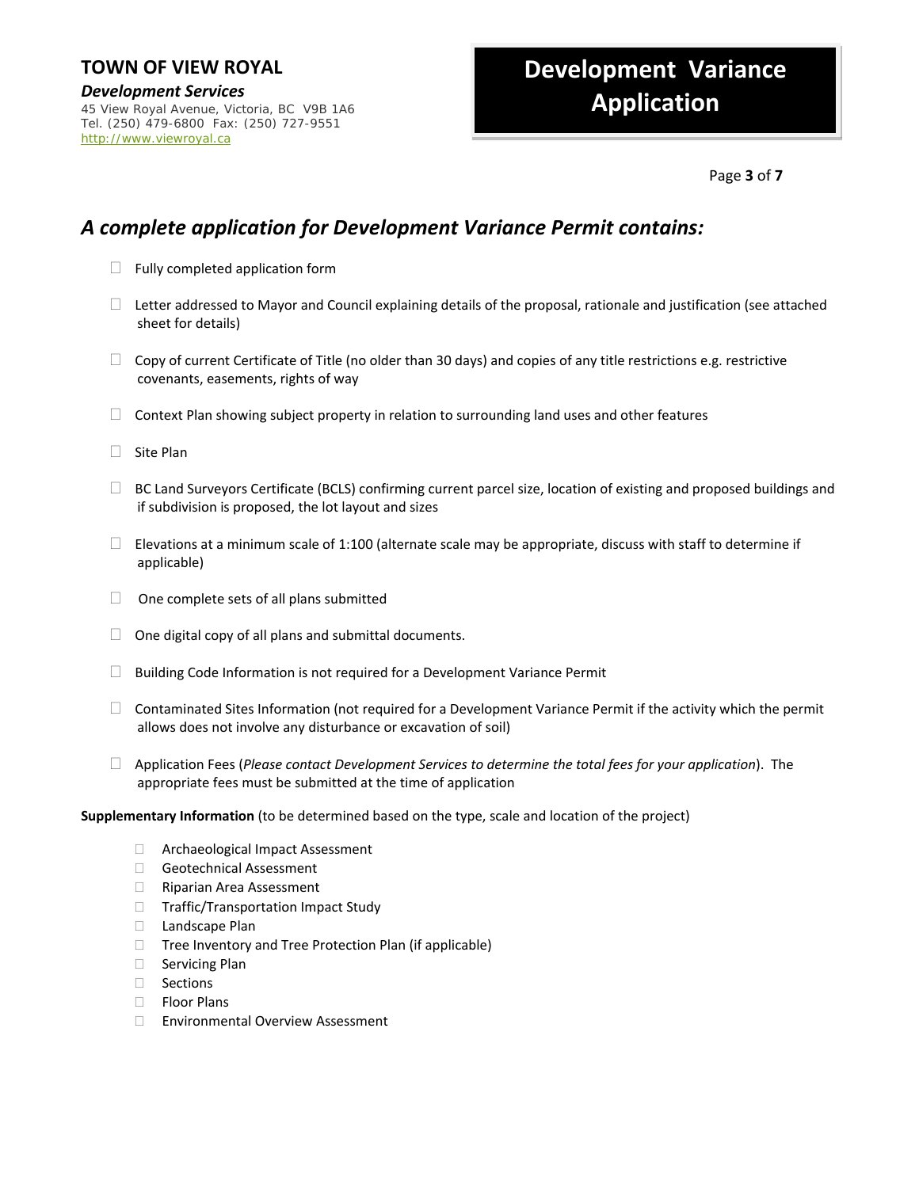**TOWN OF VIEW ROYAL**

***Development Services***

45 View Royal Avenue, Victoria, BC V9B 1A6
Tel. (250) 479-6800 Fax: (250) 727-9551
http://www.viewroyal.ca

# Development Variance Application

## *A complete application for Development Variance Permit contains:*

- ☐ Fully completed application form
- ☐ Letter addressed to Mayor and Council explaining details of the proposal, rationale and justification (see attached sheet for details)
- ☐ Copy of current Certificate of Title (no older than 30 days) and copies of any title restrictions e.g. restrictive covenants, easements, rights of way
- ☐ Context Plan showing subject property in relation to surrounding land uses and other features
- ☐ Site Plan
- ☐ BC Land Surveyors Certificate (BCLS) confirming current parcel size, location of existing and proposed buildings and if subdivision is proposed, the lot layout and sizes
- ☐ Elevations at a minimum scale of 1:100 (alternate scale may be appropriate, discuss with staff to determine if applicable)
- ☐ One complete sets of all plans submitted
- ☐ One digital copy of all plans and submittal documents.
- ☐ Building Code Information is not required for a Development Variance Permit
- ☐ Contaminated Sites Information (not required for a Development Variance Permit if the activity which the permit allows does not involve any disturbance or excavation of soil)
- ☐ Application Fees (*Please contact Development Services to determine the total fees for your application*). The appropriate fees must be submitted at the time of application

**Supplementary Information** (to be determined based on the type, scale and location of the project)

- ☐ Archaeological Impact Assessment
- ☐ Geotechnical Assessment
- ☐ Riparian Area Assessment
- ☐ Traffic/Transportation Impact Study
- ☐ Landscape Plan
- ☐ Tree Inventory and Tree Protection Plan (if applicable)
- ☐ Servicing Plan
- ☐ Sections
- ☐ Floor Plans
- ☐ Environmental Overview Assessment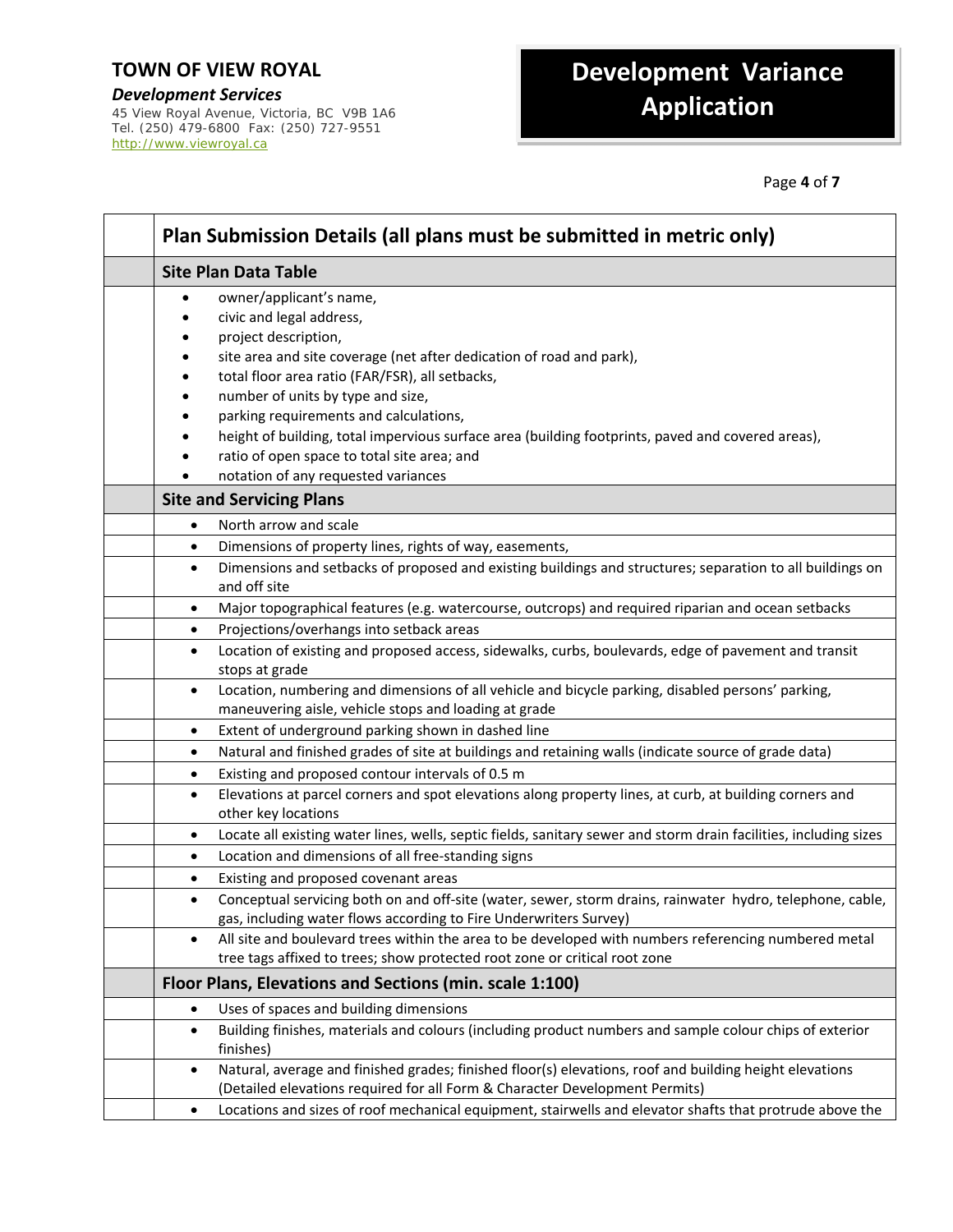TOWN OF VIEW ROYAL

*Development Services*

45 View Royal Avenue, Victoria, BC V9B 1A6
Tel. (250) 479-6800 Fax: (250) 727-9551
http://www.viewroyal.ca

# Development Variance Application

| | Plan Submission Details (all plans must be submitted in metric only) |
|---|---|
| | **Site Plan Data Table** |
| | • owner/applicant's name,<br>• civic and legal address,<br>• project description,<br>• site area and site coverage (net after dedication of road and park),<br>• total floor area ratio (FAR/FSR), all setbacks,<br>• number of units by type and size,<br>• parking requirements and calculations,<br>• height of building, total impervious surface area (building footprints, paved and covered areas),<br>• ratio of open space to total site area; and<br>• notation of any requested variances |
| | **Site and Servicing Plans** |
| | • North arrow and scale |
| | • Dimensions of property lines, rights of way, easements, |
| | • Dimensions and setbacks of proposed and existing buildings and structures; separation to all buildings on and off site |
| | • Major topographical features (e.g. watercourse, outcrops) and required riparian and ocean setbacks |
| | • Projections/overhangs into setback areas |
| | • Location of existing and proposed access, sidewalks, curbs, boulevards, edge of pavement and transit stops at grade |
| | • Location, numbering and dimensions of all vehicle and bicycle parking, disabled persons' parking, maneuvering aisle, vehicle stops and loading at grade |
| | • Extent of underground parking shown in dashed line |
| | • Natural and finished grades of site at buildings and retaining walls (indicate source of grade data) |
| | • Existing and proposed contour intervals of 0.5 m |
| | • Elevations at parcel corners and spot elevations along property lines, at curb, at building corners and other key locations |
| | • Locate all existing water lines, wells, septic fields, sanitary sewer and storm drain facilities, including sizes |
| | • Location and dimensions of all free-standing signs |
| | • Existing and proposed covenant areas |
| | • Conceptual servicing both on and off-site (water, sewer, storm drains, rainwater hydro, telephone, cable, gas, including water flows according to Fire Underwriters Survey) |
| | • All site and boulevard trees within the area to be developed with numbers referencing numbered metal tree tags affixed to trees; show protected root zone or critical root zone |
| | **Floor Plans, Elevations and Sections (min. scale 1:100)** |
| | • Uses of spaces and building dimensions |
| | • Building finishes, materials and colours (including product numbers and sample colour chips of exterior finishes) |
| | • Natural, average and finished grades; finished floor(s) elevations, roof and building height elevations (Detailed elevations required for all Form & Character Development Permits) |
| | • Locations and sizes of roof mechanical equipment, stairwells and elevator shafts that protrude above the |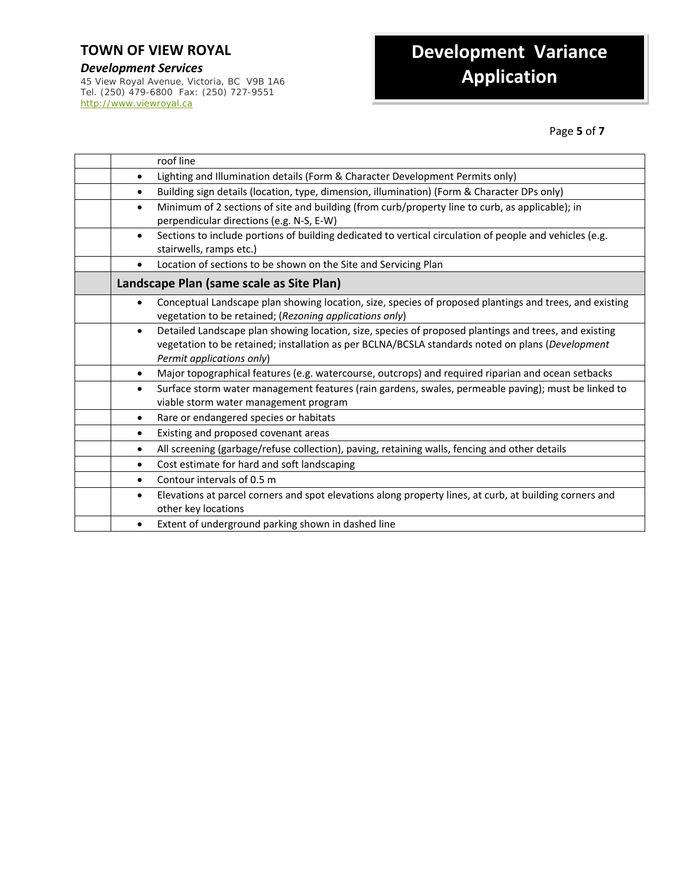| | |
|---|---|
| | roof line |
| | • Lighting and Illumination details (Form & Character Development Permits only) |
| | • Building sign details (location, type, dimension, illumination) (Form & Character DPs only) |
| | • Minimum of 2 sections of site and building (from curb/property line to curb, as applicable); in perpendicular directions (e.g. N-S, E-W) |
| | • Sections to include portions of building dedicated to vertical circulation of people and vehicles (e.g. stairwells, ramps etc.) |
| | • Location of sections to be shown on the Site and Servicing Plan |
| | **Landscape Plan (same scale as Site Plan)** |
| | • Conceptual Landscape plan showing location, size, species of proposed plantings and trees, and existing vegetation to be retained; (*Rezoning applications only*) |
| | • Detailed Landscape plan showing location, size, species of proposed plantings and trees, and existing vegetation to be retained; installation as per BCLNA/BCSLA standards noted on plans (*Development Permit applications only*) |
| | • Major topographical features (e.g. watercourse, outcrops) and required riparian and ocean setbacks |
| | • Surface storm water management features (rain gardens, swales, permeable paving); must be linked to viable storm water management program |
| | • Rare or endangered species or habitats |
| | • Existing and proposed covenant areas |
| | • All screening (garbage/refuse collection), paving, retaining walls, fencing and other details |
| | • Cost estimate for hard and soft landscaping |
| | • Contour intervals of 0.5 m |
| | • Elevations at parcel corners and spot elevations along property lines, at curb, at building corners and other key locations |
| | • Extent of underground parking shown in dashed line |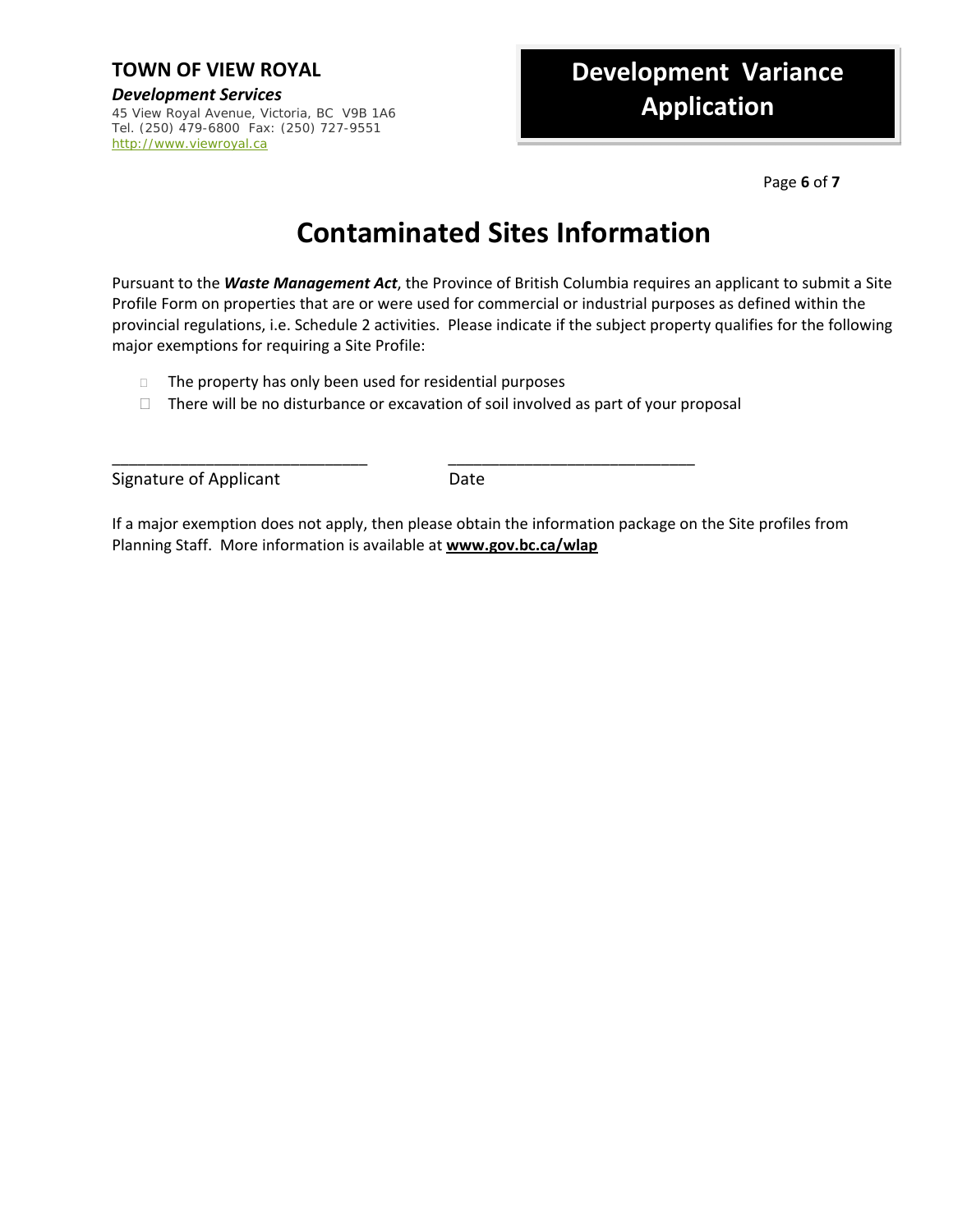**TOWN OF VIEW ROYAL**

***Development Services***

45 View Royal Avenue, Victoria, BC V9B 1A6
Tel. (250) 479-6800 Fax: (250) 727-9551
http://www.viewroyal.ca

**Development Variance Application**

# Contaminated Sites Information

Pursuant to the ***Waste Management Act***, the Province of British Columbia requires an applicant to submit a Site Profile Form on properties that are or were used for commercial or industrial purposes as defined within the provincial regulations, i.e. Schedule 2 activities. Please indicate if the subject property qualifies for the following major exemptions for requiring a Site Profile:

- ☐ The property has only been used for residential purposes
- ☐ There will be no disturbance or excavation of soil involved as part of your proposal

_____________________________ _____________________________

Signature of Applicant Date

If a major exemption does not apply, then please obtain the information package on the Site profiles from Planning Staff. More information is available at **www.gov.bc.ca/wlap**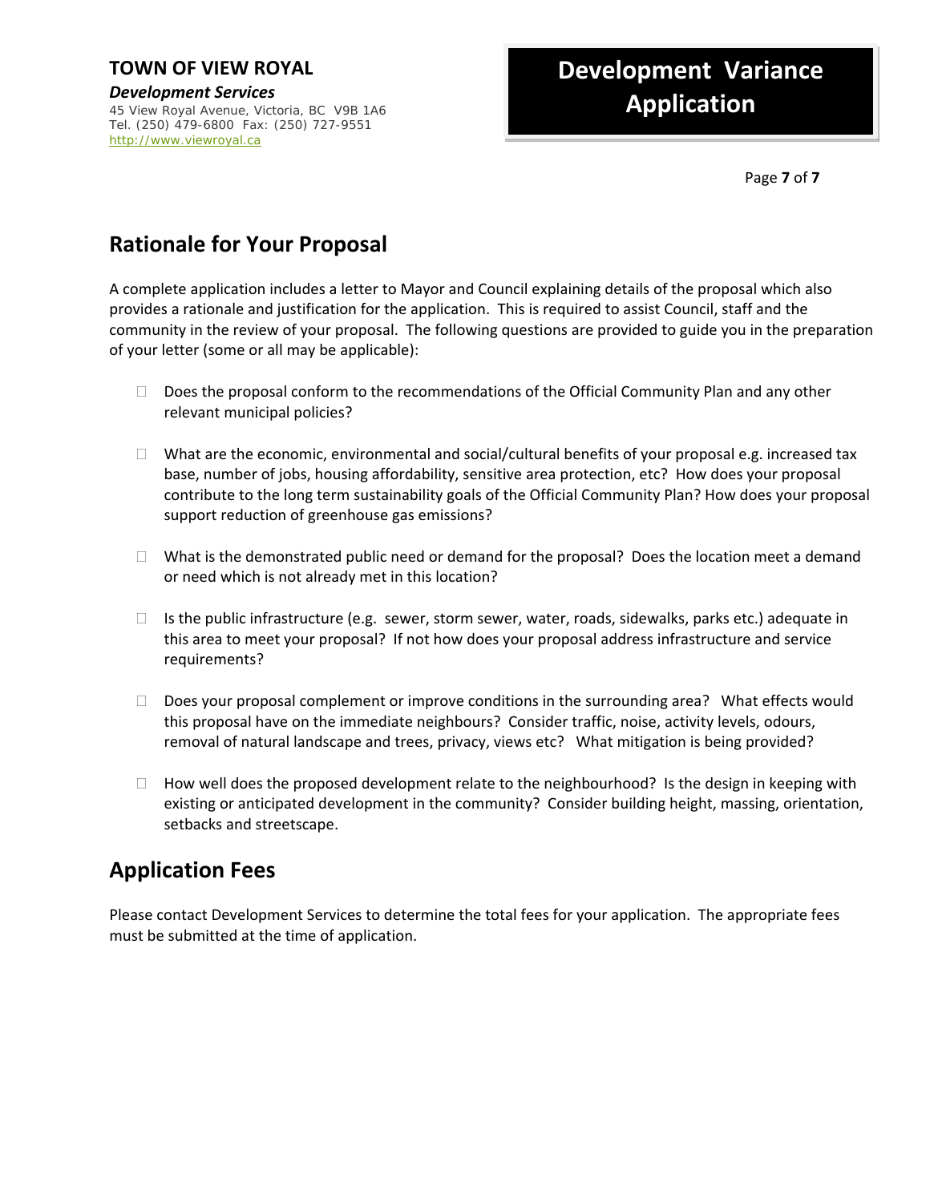## Rationale for Your Proposal

A complete application includes a letter to Mayor and Council explaining details of the proposal which also provides a rationale and justification for the application. This is required to assist Council, staff and the community in the review of your proposal. The following questions are provided to guide you in the preparation of your letter (some or all may be applicable):

- Does the proposal conform to the recommendations of the Official Community Plan and any other relevant municipal policies?

- What are the economic, environmental and social/cultural benefits of your proposal e.g. increased tax base, number of jobs, housing affordability, sensitive area protection, etc? How does your proposal contribute to the long term sustainability goals of the Official Community Plan? How does your proposal support reduction of greenhouse gas emissions?

- What is the demonstrated public need or demand for the proposal? Does the location meet a demand or need which is not already met in this location?

- Is the public infrastructure (e.g. sewer, storm sewer, water, roads, sidewalks, parks etc.) adequate in this area to meet your proposal? If not how does your proposal address infrastructure and service requirements?

- Does your proposal complement or improve conditions in the surrounding area? What effects would this proposal have on the immediate neighbours? Consider traffic, noise, activity levels, odours, removal of natural landscape and trees, privacy, views etc? What mitigation is being provided?

- How well does the proposed development relate to the neighbourhood? Is the design in keeping with existing or anticipated development in the community? Consider building height, massing, orientation, setbacks and streetscape.

## Application Fees

Please contact Development Services to determine the total fees for your application. The appropriate fees must be submitted at the time of application.